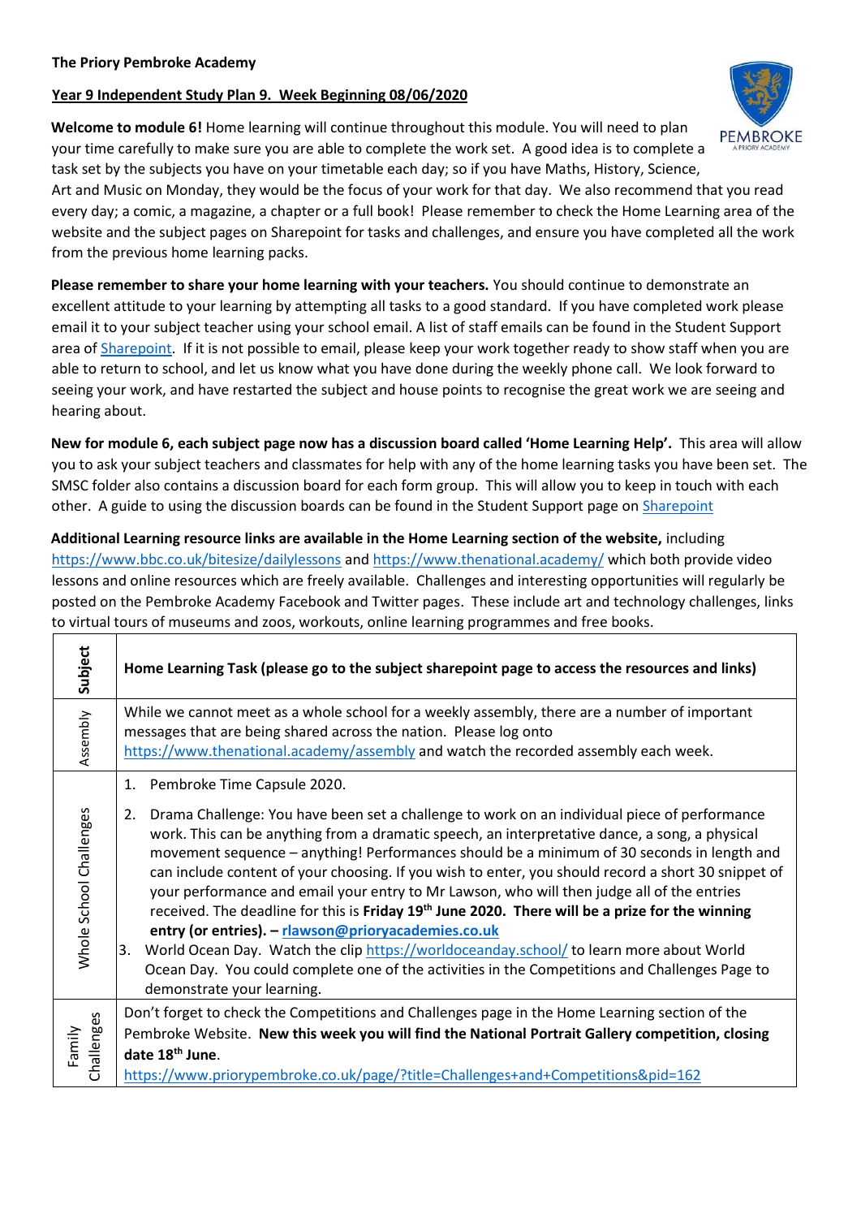**The Priory Pembroke Academy**

**Year 9 Independent Study Plan 9. Week Beginning 08/06/2020**

**Welcome to module 6!** Home learning will continue throughout this module. You will need to plan your time carefully to make sure you are able to complete the work set. A good idea is to complete a task set by the subjects you have on your timetable each day; so if you have Maths, History, Science, Art and Music on Monday, they would be the focus of your work for that day. We also recommend that you read every day; a comic, a magazine, a chapter or a full book! Please remember to check the Home Learning area of the website and the subject pages on Sharepoint for tasks and challenges, and ensure you have completed all the work from the previous home learning packs.

**Please remember to share your home learning with your teachers.** You should continue to demonstrate an excellent attitude to your learning by attempting all tasks to a good standard. If you have completed work please email it to your subject teacher using your school email. A list of staff emails can be found in the Student Support area of Sharepoint. If it is not possible to email, please keep your work together ready to show staff when you are able to return to school, and let us know what you have done during the weekly phone call. We look forward to seeing your work, and have restarted the subject and house points to recognise the great work we are seeing and hearing about.

**New for module 6, each subject page now has a discussion board called 'Home Learning Help'.** This area will allow you to ask your subject teachers and classmates for help with any of the home learning tasks you have been set. The SMSC folder also contains a discussion board for each form group. This will allow you to keep in touch with each other. A guide to using the discussion boards can be found in the Student Support page on Sharepoint

**Additional Learning resource links are available in the Home Learning section of the website,** including https://www.bbc.co.uk/bitesize/dailylessons and https://www.thenational.academy/ which both provide video lessons and online resources which are freely available. Challenges and interesting opportunities will regularly be posted on the Pembroke Academy Facebook and Twitter pages. These include art and technology challenges, links to virtual tours of museums and zoos, workouts, online learning programmes and free books.

| **Subject** | **Home Learning Task (please go to the subject sharepoint page to access the resources and links)** |
|---|---|
| Assembly | While we cannot meet as a whole school for a weekly assembly, there are a number of important messages that are being shared across the nation. Please log onto https://www.thenational.academy/assembly and watch the recorded assembly each week. |
| Whole School Challenges | 1. Pembroke Time Capsule 2020.<br>2. Drama Challenge: You have been set a challenge to work on an individual piece of performance work. This can be anything from a dramatic speech, an interpretative dance, a song, a physical movement sequence – anything! Performances should be a minimum of 30 seconds in length and can include content of your choosing. If you wish to enter, you should record a short 30 snippet of your performance and email your entry to Mr Lawson, who will then judge all of the entries received. The deadline for this is **Friday 19th June 2020. There will be a prize for the winning entry (or entries). – rlawson@prioryacademies.co.uk**<br>3. World Ocean Day. Watch the clip https://worldoceanday.school/ to learn more about World Ocean Day. You could complete one of the activities in the Competitions and Challenges Page to demonstrate your learning. |
| Family Challenges | Don't forget to check the Competitions and Challenges page in the Home Learning section of the Pembroke Website. **New this week you will find the National Portrait Gallery competition, closing date 18th June.**<br>https://www.priorypembroke.co.uk/page/?title=Challenges+and+Competitions&pid=162 |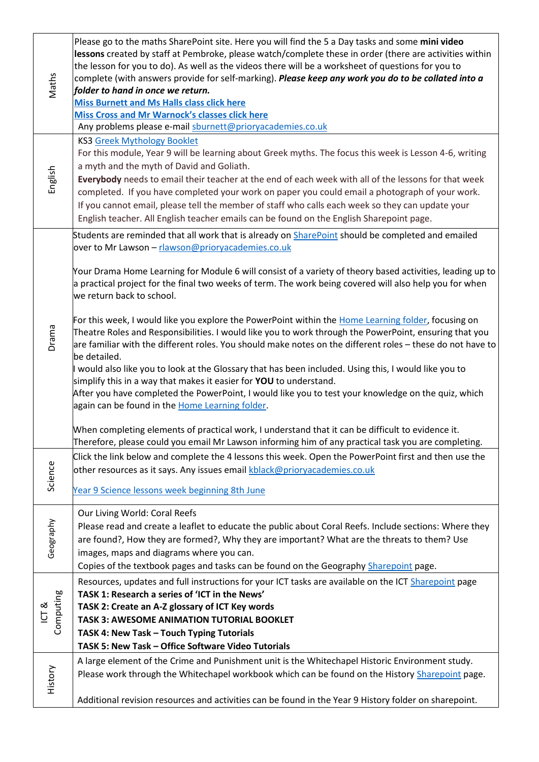| | |
|---|---|
| Maths | Please go to the maths SharePoint site. Here you will find the 5 a Day tasks and some **mini video lessons** created by staff at Pembroke, please watch/complete these in order (there are activities within the lesson for you to do). As well as the videos there will be a worksheet of questions for you to complete (with answers provide for self-marking). ***Please keep any work you do to be collated into a folder to hand in once we return.***<br>**Miss Burnett and Ms Halls class click here**<br>**Miss Cross and Mr Warnock's classes click here**<br>Any problems please e-mail sburnett@prioryacademies.co.uk |
| English | KS3 Greek Mythology Booklet<br>For this module, Year 9 will be learning about Greek myths. The focus this week is Lesson 4-6, writing a myth and the myth of David and Goliath.<br>**Everybody** needs to email their teacher at the end of each week with all of the lessons for that week completed. If you have completed your work on paper you could email a photograph of your work. If you cannot email, please tell the member of staff who calls each week so they can update your English teacher. All English teacher emails can be found on the English Sharepoint page. |
| Drama | Students are reminded that all work that is already on SharePoint should be completed and emailed over to Mr Lawson – rlawson@prioryacademies.co.uk<br><br>Your Drama Home Learning for Module 6 will consist of a variety of theory based activities, leading up to a practical project for the final two weeks of term. The work being covered will also help you for when we return back to school.<br><br>For this week, I would like you explore the PowerPoint within the Home Learning folder, focusing on Theatre Roles and Responsibilities. I would like you to work through the PowerPoint, ensuring that you are familiar with the different roles. You should make notes on the different roles – these do not have to be detailed.<br>I would also like you to look at the Glossary that has been included. Using this, I would like you to simplify this in a way that makes it easier for **YOU** to understand.<br>After you have completed the PowerPoint, I would like you to test your knowledge on the quiz, which again can be found in the Home Learning folder.<br><br>When completing elements of practical work, I understand that it can be difficult to evidence it. Therefore, please could you email Mr Lawson informing him of any practical task you are completing. |
| Science | Click the link below and complete the 4 lessons this week. Open the PowerPoint first and then use the other resources as it says. Any issues email kblack@prioryacademies.co.uk<br><br>Year 9 Science lessons week beginning 8th June |
| Geography | Our Living World: Coral Reefs<br>Please read and create a leaflet to educate the public about Coral Reefs. Include sections: Where they are found?, How they are formed?, Why they are important? What are the threats to them? Use images, maps and diagrams where you can.<br>Copies of the textbook pages and tasks can be found on the Geography Sharepoint page. |
| ICT & Computing | Resources, updates and full instructions for your ICT tasks are available on the ICT Sharepoint page<br>**TASK 1: Research a series of 'ICT in the News'**<br>**TASK 2: Create an A-Z glossary of ICT Key words**<br>**TASK 3: AWESOME ANIMATION TUTORIAL BOOKLET**<br>**TASK 4: New Task – Touch Typing Tutorials**<br>**TASK 5: New Task – Office Software Video Tutorials** |
| History | A large element of the Crime and Punishment unit is the Whitechapel Historic Environment study. Please work through the Whitechapel workbook which can be found on the History Sharepoint page.<br><br>Additional revision resources and activities can be found in the Year 9 History folder on sharepoint. |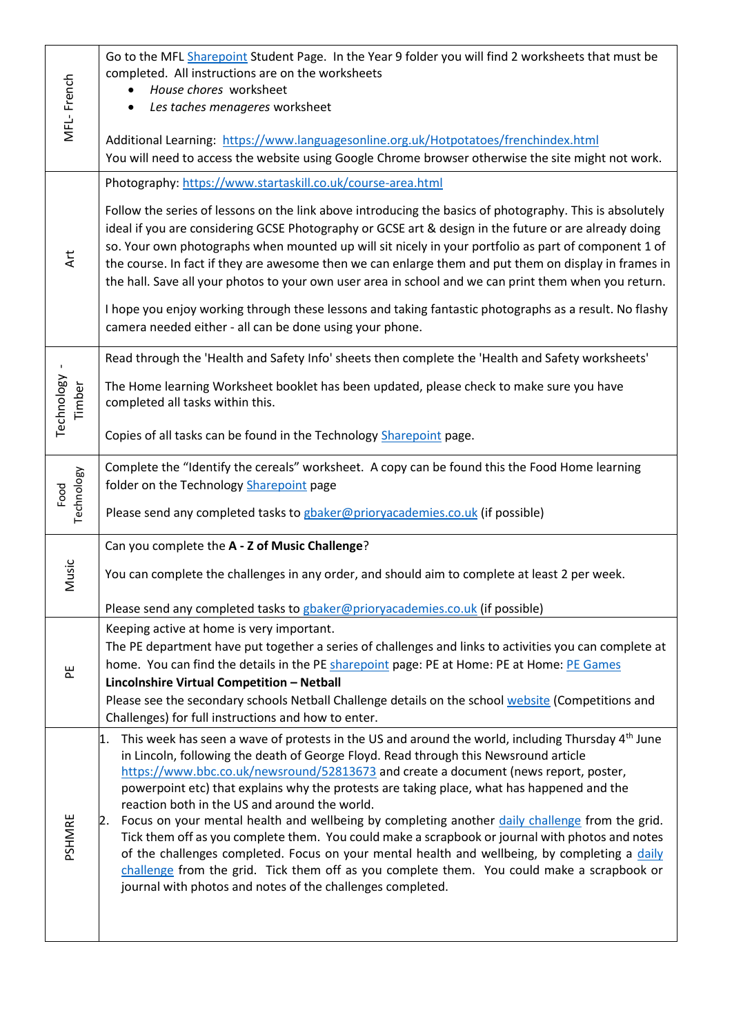| | |
|---|---|
| MFL- French | Go to the MFL Sharepoint Student Page. In the Year 9 folder you will find 2 worksheets that must be completed. All instructions are on the worksheets<br>• *House chores* worksheet<br>• *Les taches menageres* worksheet<br><br>Additional Learning: https://www.languagesonline.org.uk/Hotpotatoes/frenchindex.html<br>You will need to access the website using Google Chrome browser otherwise the site might not work. |
| Art | Photography: https://www.startaskill.co.uk/course-area.html<br><br>Follow the series of lessons on the link above introducing the basics of photography. This is absolutely ideal if you are considering GCSE Photography or GCSE art & design in the future or are already doing so. Your own photographs when mounted up will sit nicely in your portfolio as part of component 1 of the course. In fact if they are awesome then we can enlarge them and put them on display in frames in the hall. Save all your photos to your own user area in school and we can print them when you return.<br><br>I hope you enjoy working through these lessons and taking fantastic photographs as a result. No flashy camera needed either - all can be done using your phone. |
| Technology - Timber | Read through the 'Health and Safety Info' sheets then complete the 'Health and Safety worksheets'<br><br>The Home learning Worksheet booklet has been updated, please check to make sure you have completed all tasks within this.<br><br>Copies of all tasks can be found in the Technology Sharepoint page. |
| Food Technology | Complete the "Identify the cereals" worksheet. A copy can be found this the Food Home learning folder on the Technology Sharepoint page<br><br>Please send any completed tasks to gbaker@prioryacademies.co.uk (if possible) |
| Music | Can you complete the **A - Z of Music Challenge**?<br><br>You can complete the challenges in any order, and should aim to complete at least 2 per week.<br><br>Please send any completed tasks to gbaker@prioryacademies.co.uk (if possible) |
| PE | Keeping active at home is very important.<br>The PE department have put together a series of challenges and links to activities you can complete at home. You can find the details in the PE sharepoint page: PE at Home: PE at Home: PE Games<br>**Lincolnshire Virtual Competition – Netball**<br>Please see the secondary schools Netball Challenge details on the school website (Competitions and Challenges) for full instructions and how to enter. |
| PSHMRE | 1. This week has seen a wave of protests in the US and around the world, including Thursday 4th June in Lincoln, following the death of George Floyd. Read through this Newsround article https://www.bbc.co.uk/newsround/52813673 and create a document (news report, poster, powerpoint etc) that explains why the protests are taking place, what has happened and the reaction both in the US and around the world.<br>2. Focus on your mental health and wellbeing by completing another daily challenge from the grid. Tick them off as you complete them. You could make a scrapbook or journal with photos and notes of the challenges completed. Focus on your mental health and wellbeing, by completing a daily challenge from the grid. Tick them off as you complete them. You could make a scrapbook or journal with photos and notes of the challenges completed. |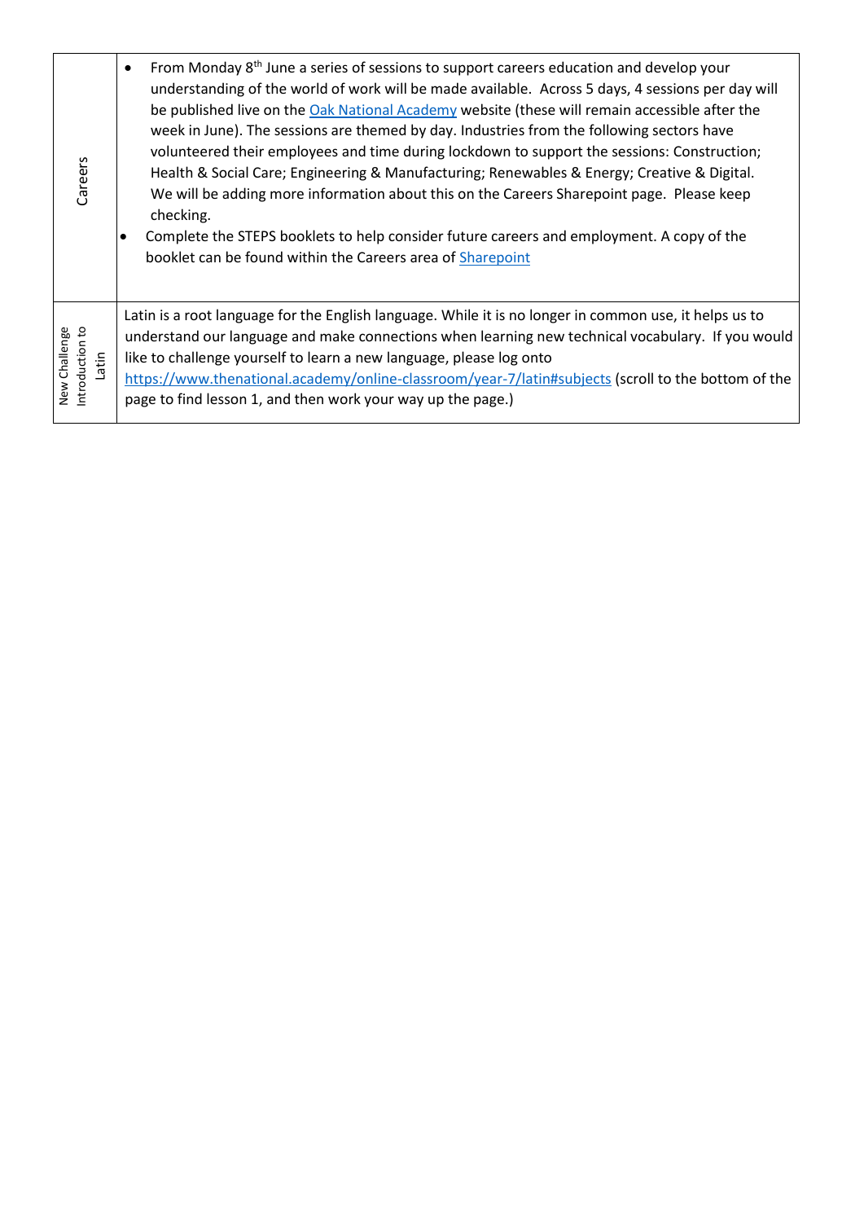| | |
|---|---|
| Careers | • From Monday 8th June a series of sessions to support careers education and develop your understanding of the world of work will be made available. Across 5 days, 4 sessions per day will be published live on the Oak National Academy website (these will remain accessible after the week in June). The sessions are themed by day. Industries from the following sectors have volunteered their employees and time during lockdown to support the sessions: Construction; Health & Social Care; Engineering & Manufacturing; Renewables & Energy; Creative & Digital. We will be adding more information about this on the Careers Sharepoint page. Please keep checking.<br>• Complete the STEPS booklets to help consider future careers and employment. A copy of the booklet can be found within the Careers area of Sharepoint |
| New Challenge Introduction to Latin | Latin is a root language for the English language. While it is no longer in common use, it helps us to understand our language and make connections when learning new technical vocabulary. If you would like to challenge yourself to learn a new language, please log onto https://www.thenational.academy/online-classroom/year-7/latin#subjects (scroll to the bottom of the page to find lesson 1, and then work your way up the page.) |